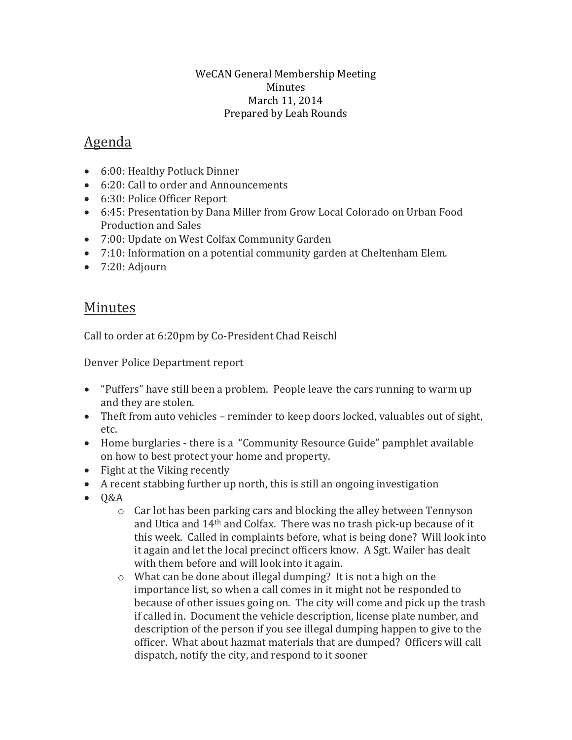WeCAN General Membership Meeting
Minutes
March 11, 2014
Prepared by Leah Rounds

## Agenda

- 6:00: Healthy Potluck Dinner
- 6:20: Call to order and Announcements
- 6:30: Police Officer Report
- 6:45: Presentation by Dana Miller from Grow Local Colorado on Urban Food Production and Sales
- 7:00: Update on West Colfax Community Garden
- 7:10: Information on a potential community garden at Cheltenham Elem.
- 7:20: Adjourn

## Minutes

Call to order at 6:20pm by Co-President Chad Reischl

Denver Police Department report

- "Puffers" have still been a problem. People leave the cars running to warm up and they are stolen.
- Theft from auto vehicles – reminder to keep doors locked, valuables out of sight, etc.
- Home burglaries - there is a "Community Resource Guide" pamphlet available on how to best protect your home and property.
- Fight at the Viking recently
- A recent stabbing further up north, this is still an ongoing investigation
- Q&A
  - Car lot has been parking cars and blocking the alley between Tennyson and Utica and 14th and Colfax. There was no trash pick-up because of it this week. Called in complaints before, what is being done? Will look into it again and let the local precinct officers know. A Sgt. Wailer has dealt with them before and will look into it again.
  - What can be done about illegal dumping? It is not a high on the importance list, so when a call comes in it might not be responded to because of other issues going on. The city will come and pick up the trash if called in. Document the vehicle description, license plate number, and description of the person if you see illegal dumping happen to give to the officer. What about hazmat materials that are dumped? Officers will call dispatch, notify the city, and respond to it sooner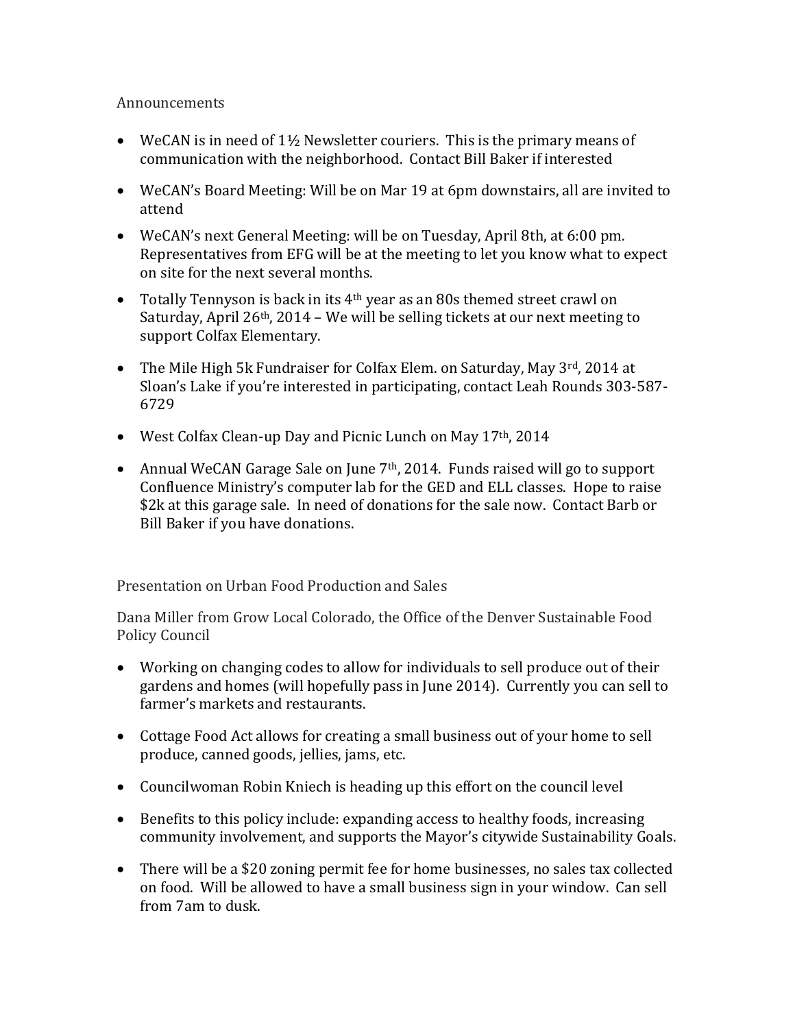## Announcements

- WeCAN is in need of 1½ Newsletter couriers. This is the primary means of communication with the neighborhood. Contact Bill Baker if interested

- WeCAN's Board Meeting: Will be on Mar 19 at 6pm downstairs, all are invited to attend

- WeCAN's next General Meeting: will be on Tuesday, April 8th, at 6:00 pm. Representatives from EFG will be at the meeting to let you know what to expect on site for the next several months.

- Totally Tennyson is back in its 4th year as an 80s themed street crawl on Saturday, April 26th, 2014 – We will be selling tickets at our next meeting to support Colfax Elementary.

- The Mile High 5k Fundraiser for Colfax Elem. on Saturday, May 3rd, 2014 at Sloan's Lake if you're interested in participating, contact Leah Rounds 303-587-6729

- West Colfax Clean-up Day and Picnic Lunch on May 17th, 2014

- Annual WeCAN Garage Sale on June 7th, 2014. Funds raised will go to support Confluence Ministry's computer lab for the GED and ELL classes. Hope to raise $2k at this garage sale. In need of donations for the sale now. Contact Barb or Bill Baker if you have donations.

## Presentation on Urban Food Production and Sales

Dana Miller from Grow Local Colorado, the Office of the Denver Sustainable Food Policy Council

- Working on changing codes to allow for individuals to sell produce out of their gardens and homes (will hopefully pass in June 2014). Currently you can sell to farmer's markets and restaurants.

- Cottage Food Act allows for creating a small business out of your home to sell produce, canned goods, jellies, jams, etc.

- Councilwoman Robin Kniech is heading up this effort on the council level

- Benefits to this policy include: expanding access to healthy foods, increasing community involvement, and supports the Mayor's citywide Sustainability Goals.

- There will be a $20 zoning permit fee for home businesses, no sales tax collected on food. Will be allowed to have a small business sign in your window. Can sell from 7am to dusk.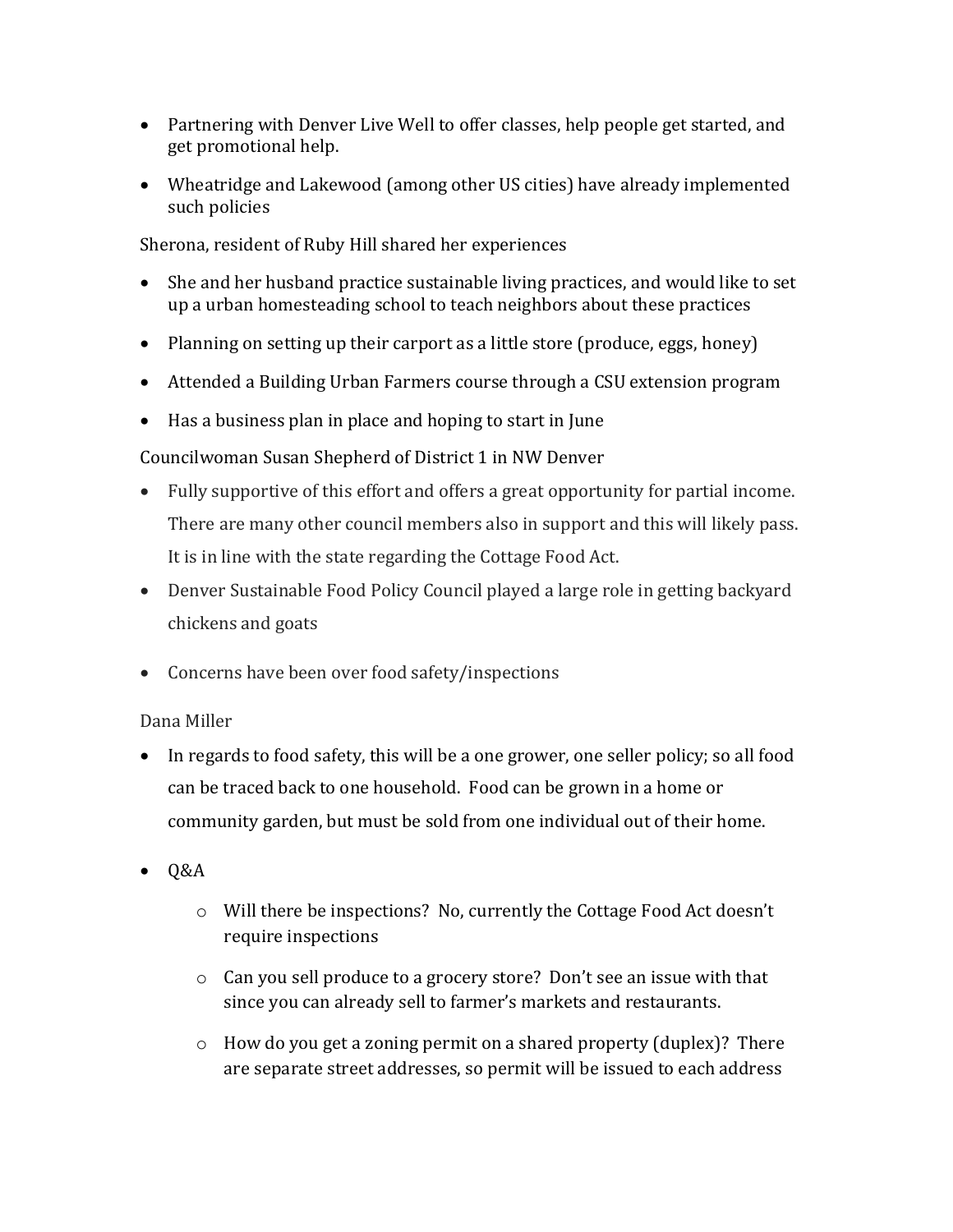- Partnering with Denver Live Well to offer classes, help people get started, and get promotional help.
- Wheatridge and Lakewood (among other US cities) have already implemented such policies

Sherona, resident of Ruby Hill shared her experiences

- She and her husband practice sustainable living practices, and would like to set up a urban homesteading school to teach neighbors about these practices
- Planning on setting up their carport as a little store (produce, eggs, honey)
- Attended a Building Urban Farmers course through a CSU extension program
- Has a business plan in place and hoping to start in June

Councilwoman Susan Shepherd of District 1 in NW Denver

- Fully supportive of this effort and offers a great opportunity for partial income. There are many other council members also in support and this will likely pass. It is in line with the state regarding the Cottage Food Act.
- Denver Sustainable Food Policy Council played a large role in getting backyard chickens and goats
- Concerns have been over food safety/inspections

Dana Miller

- In regards to food safety, this will be a one grower, one seller policy; so all food can be traced back to one household. Food can be grown in a home or community garden, but must be sold from one individual out of their home.
- Q&A
    - Will there be inspections? No, currently the Cottage Food Act doesn't require inspections
    - Can you sell produce to a grocery store? Don't see an issue with that since you can already sell to farmer's markets and restaurants.
    - How do you get a zoning permit on a shared property (duplex)? There are separate street addresses, so permit will be issued to each address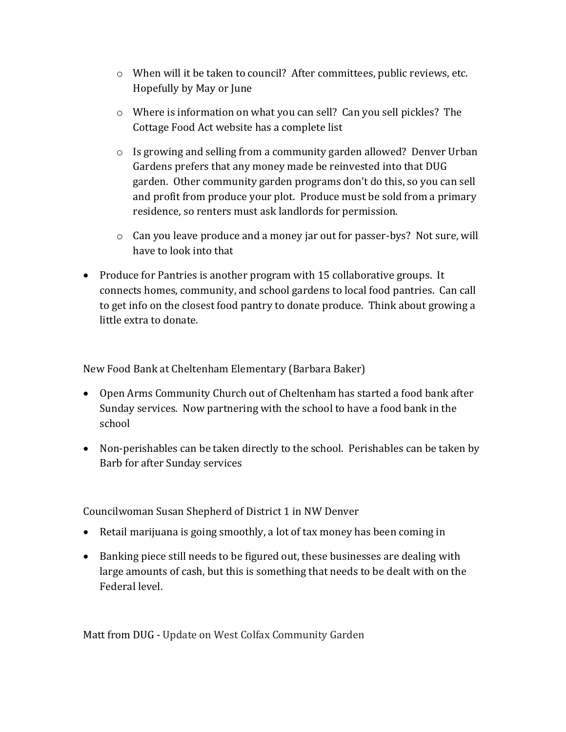- When will it be taken to council? After committees, public reviews, etc. Hopefully by May or June
  - Where is information on what you can sell? Can you sell pickles? The Cottage Food Act website has a complete list
  - Is growing and selling from a community garden allowed? Denver Urban Gardens prefers that any money made be reinvested into that DUG garden. Other community garden programs don't do this, so you can sell and profit from produce your plot. Produce must be sold from a primary residence, so renters must ask landlords for permission.
  - Can you leave produce and a money jar out for passer-bys? Not sure, will have to look into that

- Produce for Pantries is another program with 15 collaborative groups. It connects homes, community, and school gardens to local food pantries. Can call to get info on the closest food pantry to donate produce. Think about growing a little extra to donate.

New Food Bank at Cheltenham Elementary (Barbara Baker)

- Open Arms Community Church out of Cheltenham has started a food bank after Sunday services. Now partnering with the school to have a food bank in the school
- Non-perishables can be taken directly to the school. Perishables can be taken by Barb for after Sunday services

Councilwoman Susan Shepherd of District 1 in NW Denver

- Retail marijuana is going smoothly, a lot of tax money has been coming in
- Banking piece still needs to be figured out, these businesses are dealing with large amounts of cash, but this is something that needs to be dealt with on the Federal level.

Matt from DUG - Update on West Colfax Community Garden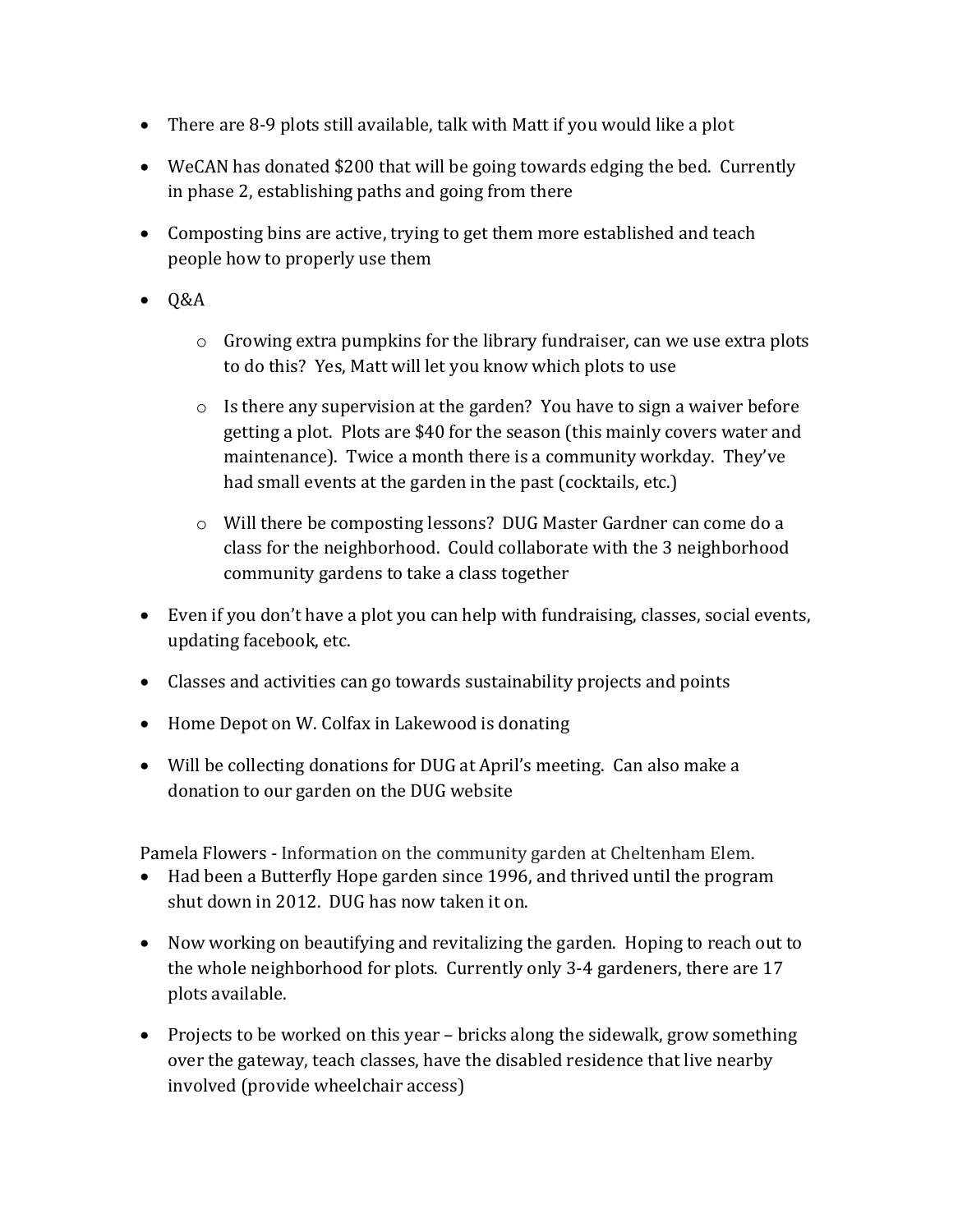- There are 8-9 plots still available, talk with Matt if you would like a plot
- WeCAN has donated $200 that will be going towards edging the bed. Currently in phase 2, establishing paths and going from there
- Composting bins are active, trying to get them more established and teach people how to properly use them
- Q&A
  - Growing extra pumpkins for the library fundraiser, can we use extra plots to do this? Yes, Matt will let you know which plots to use
  - Is there any supervision at the garden? You have to sign a waiver before getting a plot. Plots are $40 for the season (this mainly covers water and maintenance). Twice a month there is a community workday. They've had small events at the garden in the past (cocktails, etc.)
  - Will there be composting lessons? DUG Master Gardner can come do a class for the neighborhood. Could collaborate with the 3 neighborhood community gardens to take a class together
- Even if you don't have a plot you can help with fundraising, classes, social events, updating facebook, etc.
- Classes and activities can go towards sustainability projects and points
- Home Depot on W. Colfax in Lakewood is donating
- Will be collecting donations for DUG at April's meeting. Can also make a donation to our garden on the DUG website

Pamela Flowers - Information on the community garden at Cheltenham Elem.

- Had been a Butterfly Hope garden since 1996, and thrived until the program shut down in 2012. DUG has now taken it on.
- Now working on beautifying and revitalizing the garden. Hoping to reach out to the whole neighborhood for plots. Currently only 3-4 gardeners, there are 17 plots available.
- Projects to be worked on this year – bricks along the sidewalk, grow something over the gateway, teach classes, have the disabled residence that live nearby involved (provide wheelchair access)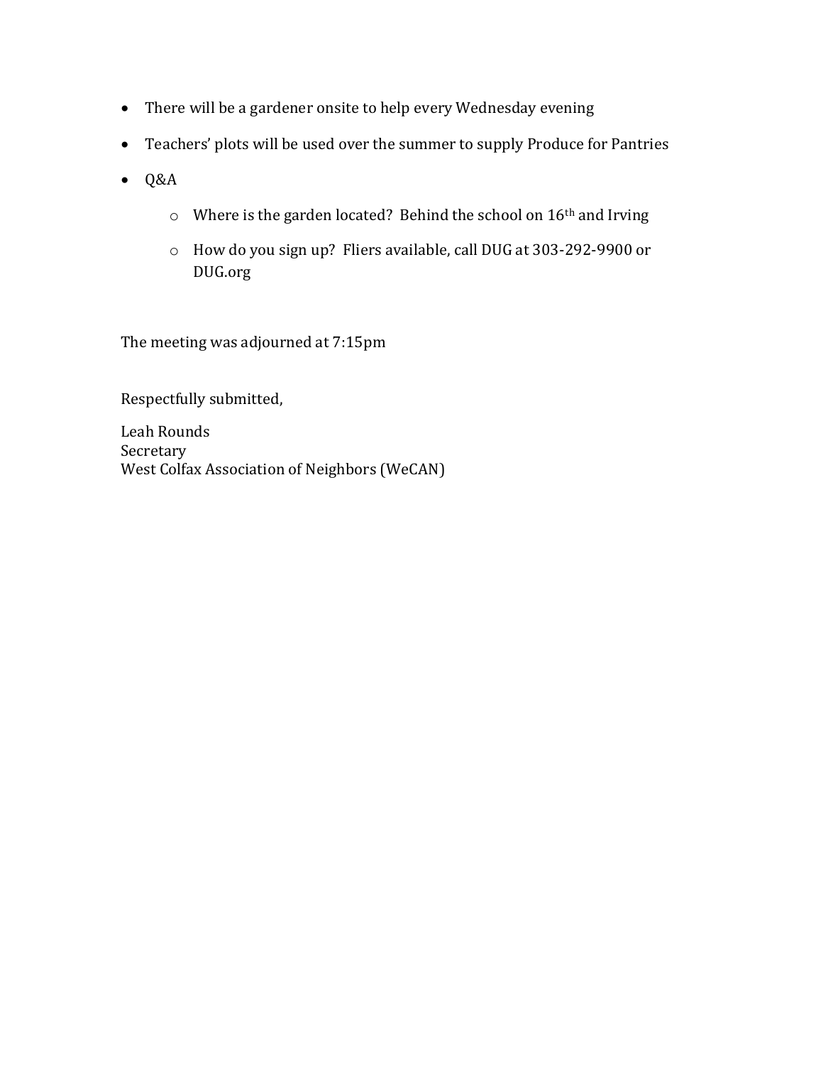- There will be a gardener onsite to help every Wednesday evening
- Teachers' plots will be used over the summer to supply Produce for Pantries
- Q&A
  - Where is the garden located? Behind the school on 16th and Irving
  - How do you sign up? Fliers available, call DUG at 303-292-9900 or DUG.org

The meeting was adjourned at 7:15pm

Respectfully submitted,

Leah Rounds
Secretary
West Colfax Association of Neighbors (WeCAN)